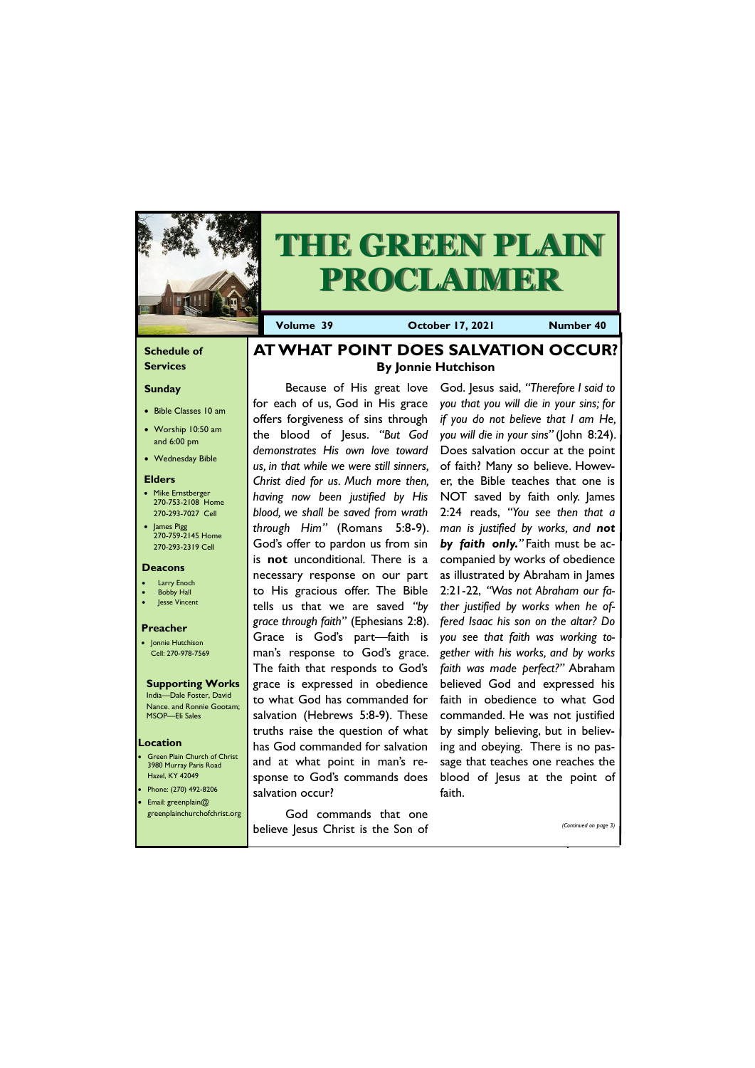# THE GREEN PLAIN PROCLAIMER

**Volume 39** | **October 17, 2021** | **Number 40**

## Schedule of Services

### Sunday

- Bible Classes 10 am
- Worship 10:50 am and 6:00 pm
- Wednesday Bible

### Elders

- Mike Ernstberger 270-753-2108 Home 270-293-7027 Cell
- James Pigg 270-759-2145 Home 270-293-2319 Cell

### Deacons

- Larry Enoch
- Bobby Hall
- Jesse Vincent

### Preacher

- Jonnie Hutchison Cell: 270-978-7569

### Supporting Works

India—Dale Foster, David Nance. and Ronnie Gootam; MSOP—Eli Sales

### Location

- Green Plain Church of Christ 3980 Murray Paris Road Hazel, KY 42049
- Phone: (270) 492-8206
- Email: greenplain@greenplainchurchofchrist.org

# AT WHAT POINT DOES SALVATION OCCUR?

**By Jonnie Hutchison**

Because of His great love for each of us, God in His grace offers forgiveness of sins through the blood of Jesus. *"But God demonstrates His own love toward us, in that while we were still sinners, Christ died for us. Much more then, having now been justified by His blood, we shall be saved from wrath through Him"* (Romans 5:8-9). God's offer to pardon us from sin is **not** unconditional. There is a necessary response on our part to His gracious offer. The Bible tells us that we are saved *"by grace through faith"* (Ephesians 2:8). Grace is God's part—faith is man's response to God's grace. The faith that responds to God's grace is expressed in obedience to what God has commanded for salvation (Hebrews 5:8-9). These truths raise the question of what has God commanded for salvation and at what point in man's response to God's commands does salvation occur?

God commands that one believe Jesus Christ is the Son of God. Jesus said, *"Therefore I said to you that you will die in your sins; for if you do not believe that I am He, you will die in your sins"* (John 8:24). Does salvation occur at the point of faith? Many so believe. However, the Bible teaches that one is NOT saved by faith only. James 2:24 reads, *"You see then that a man is justified by works, and* ***not by faith only.****"* Faith must be accompanied by works of obedience as illustrated by Abraham in James 2:21-22, *"Was not Abraham our father justified by works when he offered Isaac his son on the altar? Do you see that faith was working together with his works, and by works faith was made perfect?"* Abraham believed God and expressed his faith in obedience to what God commanded. He was not justified by simply believing, but in believing and obeying. There is no passage that teaches one reaches the blood of Jesus at the point of faith.

*(Continued on page 3)*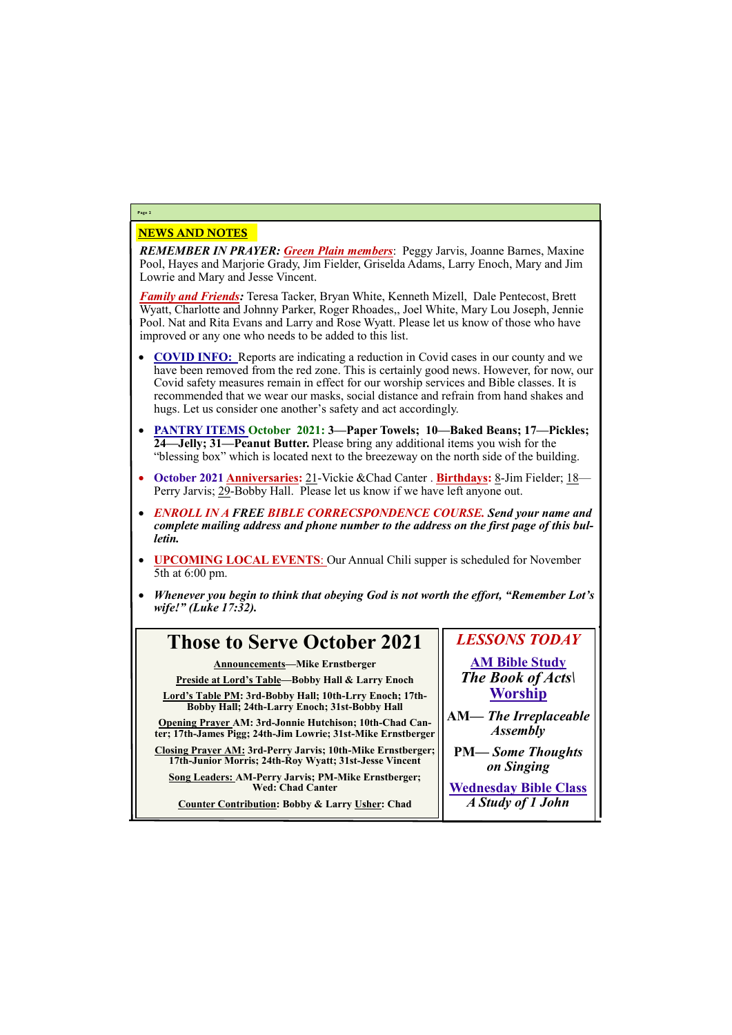## NEWS AND NOTES

***REMEMBER IN PRAYER:*** ***Green Plain members***: Peggy Jarvis, Joanne Barnes, Maxine Pool, Hayes and Marjorie Grady, Jim Fielder, Griselda Adams, Larry Enoch, Mary and Jim Lowrie and Mary and Jesse Vincent.

***Family and Friends:*** Teresa Tacker, Bryan White, Kenneth Mizell, Dale Pentecost, Brett Wyatt, Charlotte and Johnny Parker, Roger Rhoades,, Joel White, Mary Lou Joseph, Jennie Pool. Nat and Rita Evans and Larry and Rose Wyatt. Please let us know of those who have improved or any one who needs to be added to this list.

- **COVID INFO:** Reports are indicating a reduction in Covid cases in our county and we have been removed from the red zone. This is certainly good news. However, for now, our Covid safety measures remain in effect for our worship services and Bible classes. It is recommended that we wear our masks, social distance and refrain from hand shakes and hugs. Let us consider one another's safety and act accordingly.
- **PANTRY ITEMS October 2021: 3—Paper Towels; 10—Baked Beans; 17—Pickles; 24—Jelly; 31—Peanut Butter.** Please bring any additional items you wish for the "blessing box" which is located next to the breezeway on the north side of the building.
- **October 2021 Anniversaries:** 21-Vickie &Chad Canter . **Birthdays:** 8-Jim Fielder; 18—Perry Jarvis; 29-Bobby Hall. Please let us know if we have left anyone out.
- ***ENROLL IN A FREE BIBLE CORRECSPONDENCE COURSE. Send your name and complete mailing address and phone number to the address on the first page of this bulletin.***
- **UPCOMING LOCAL EVENTS**: Our Annual Chili supper is scheduled for November 5th at 6:00 pm.
- ***Whenever you begin to think that obeying God is not worth the effort, "Remember Lot's wife!" (Luke 17:32).***

## Those to Serve October 2021

**Announcements—Mike Ernstberger**

**Preside at Lord's Table—Bobby Hall & Larry Enoch**

**Lord's Table PM: 3rd-Bobby Hall; 10th-Lrry Enoch; 17th-Bobby Hall; 24th-Larry Enoch; 31st-Bobby Hall**

**Opening Prayer AM: 3rd-Jonnie Hutchison; 10th-Chad Canter; 17th-James Pigg; 24th-Jim Lowrie; 31st-Mike Ernstberger**

**Closing Prayer AM: 3rd-Perry Jarvis; 10th-Mike Ernstberger; 17th-Junior Morris; 24th-Roy Wyatt; 31st-Jesse Vincent**

**Song Leaders: AM-Perry Jarvis; PM-Mike Ernstberger; Wed: Chad Canter**

**Counter Contribution: Bobby & Larry Usher: Chad**

## *LESSONS TODAY*

**AM Bible Study**

***The Book of Acts\***

**Worship**

**AM— *The Irreplaceable Assembly***

**PM— *Some Thoughts on Singing***

**Wednesday Bible Class**

***A Study of 1 John***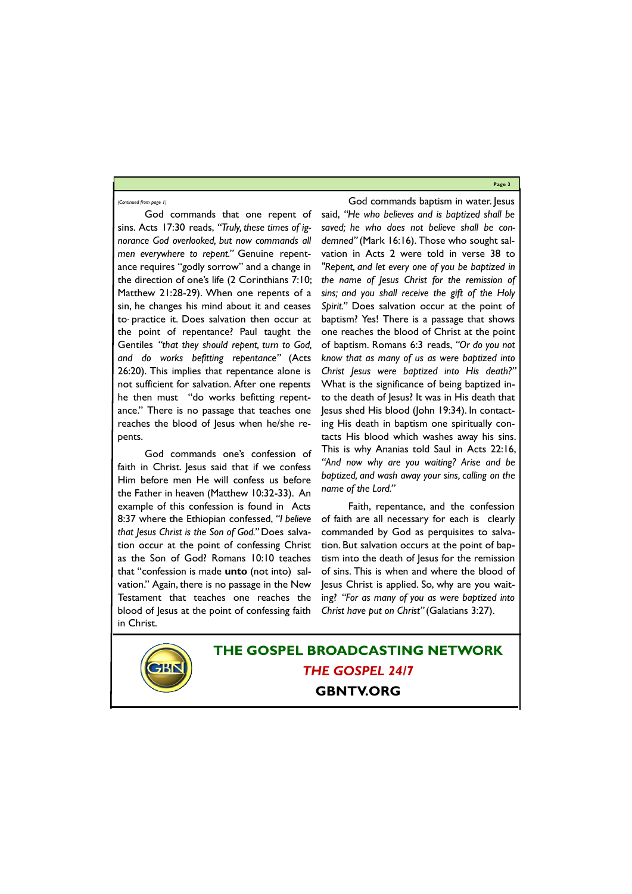*(Continued from page 1)*

God commands that one repent of sins. Acts 17:30 reads, *"Truly, these times of ignorance God overlooked, but now commands all men everywhere to repent."* Genuine repentance requires "godly sorrow" and a change in the direction of one's life (2 Corinthians 7:10; Matthew 21:28-29). When one repents of a sin, he changes his mind about it and ceases to practice it. Does salvation then occur at the point of repentance? Paul taught the Gentiles *"that they should repent, turn to God, and do works befitting repentance"* (Acts 26:20). This implies that repentance alone is not sufficient for salvation. After one repents he then must "do works befitting repentance." There is no passage that teaches one reaches the blood of Jesus when he/she repents.

God commands one's confession of faith in Christ. Jesus said that if we confess Him before men He will confess us before the Father in heaven (Matthew 10:32-33). An example of this confession is found in Acts 8:37 where the Ethiopian confessed, *"I believe that Jesus Christ is the Son of God."* Does salvation occur at the point of confessing Christ as the Son of God? Romans 10:10 teaches that "confession is made **unto** (not into) salvation." Again, there is no passage in the New Testament that teaches one reaches the blood of Jesus at the point of confessing faith in Christ.

God commands baptism in water. Jesus said, *"He who believes and is baptized shall be saved; he who does not believe shall be condemned"* (Mark 16:16). Those who sought salvation in Acts 2 were told in verse 38 to *"Repent, and let every one of you be baptized in the name of Jesus Christ for the remission of sins; and you shall receive the gift of the Holy Spirit."* Does salvation occur at the point of baptism? Yes! There is a passage that shows one reaches the blood of Christ at the point of baptism. Romans 6:3 reads, *"Or do you not know that as many of us as were baptized into Christ Jesus were baptized into His death?"* What is the significance of being baptized into the death of Jesus? It was in His death that Jesus shed His blood (John 19:34). In contacting His death in baptism one spiritually contacts His blood which washes away his sins. This is why Ananias told Saul in Acts 22:16, *"And now why are you waiting? Arise and be baptized, and wash away your sins, calling on the name of the Lord."*

Faith, repentance, and the confession of faith are all necessary for each is clearly commanded by God as perquisites to salvation. But salvation occurs at the point of baptism into the death of Jesus for the remission of sins. This is when and where the blood of Jesus Christ is applied. So, why are you waiting? *"For as many of you as were baptized into Christ have put on Christ"* (Galatians 3:27).

**THE GOSPEL BROADCASTING NETWORK**

***THE GOSPEL 24/7***

**GBNTV.ORG**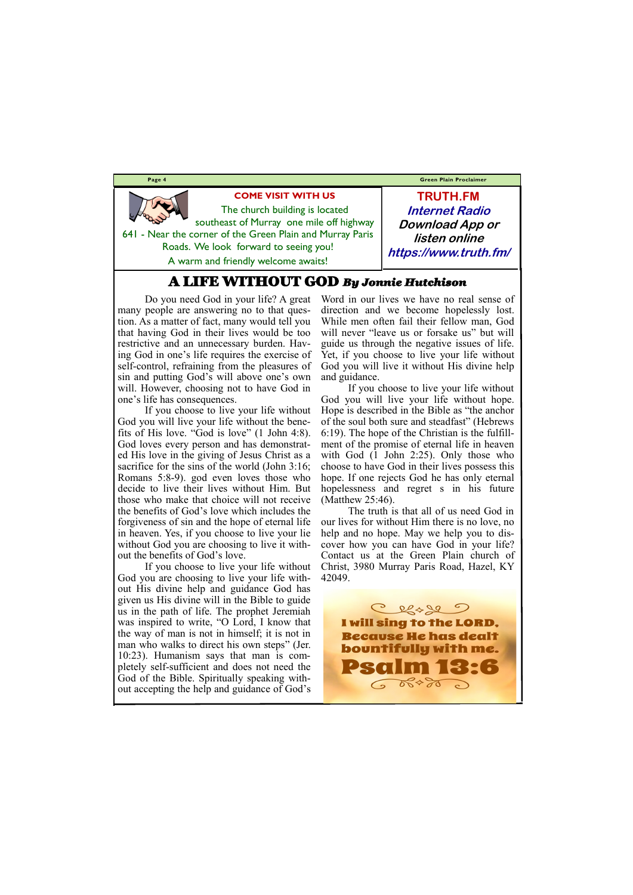**COME VISIT WITH US**

The church building is located southeast of Murray one mile off highway 641 - Near the corner of the Green Plain and Murray Paris Roads. We look forward to seeing you!

A warm and friendly welcome awaits!

**TRUTH.FM**

***Internet Radio***

***Download App or listen online***

***https://www.truth.fm/***

# A LIFE WITHOUT GOD *By Jonnie Hutchison*

Do you need God in your life? A great many people are answering no to that question. As a matter of fact, many would tell you that having God in their lives would be too restrictive and an unnecessary burden. Having God in one's life requires the exercise of self-control, refraining from the pleasures of sin and putting God's will above one's own will. However, choosing not to have God in one's life has consequences.

If you choose to live your life without God you will live your life without the benefits of His love. "God is love" (1 John 4:8). God loves every person and has demonstrated His love in the giving of Jesus Christ as a sacrifice for the sins of the world (John 3:16; Romans 5:8-9). god even loves those who decide to live their lives without Him. But those who make that choice will not receive the benefits of God's love which includes the forgiveness of sin and the hope of eternal life in heaven. Yes, if you choose to live your lie without God you are choosing to live it without the benefits of God's love.

If you choose to live your life without God you are choosing to live your life without His divine help and guidance God has given us His divine will in the Bible to guide us in the path of life. The prophet Jeremiah was inspired to write, "O Lord, I know that the way of man is not in himself; it is not in man who walks to direct his own steps" (Jer. 10:23). Humanism says that man is completely self-sufficient and does not need the God of the Bible. Spiritually speaking without accepting the help and guidance of God's Word in our lives we have no real sense of direction and we become hopelessly lost. While men often fail their fellow man, God will never "leave us or forsake us" but will guide us through the negative issues of life. Yet, if you choose to live your life without God you will live it without His divine help and guidance.

If you choose to live your life without God you will live your life without hope. Hope is described in the Bible as "the anchor of the soul both sure and steadfast" (Hebrews 6:19). The hope of the Christian is the fulfillment of the promise of eternal life in heaven with God (1 John 2:25). Only those who choose to have God in their lives possess this hope. If one rejects God he has only eternal hopelessness and regret s in his future (Matthew 25:46).

The truth is that all of us need God in our lives for without Him there is no love, no help and no hope. May we help you to discover how you can have God in your life? Contact us at the Green Plain church of Christ, 3980 Murray Paris Road, Hazel, KY 42049.

**I will sing to the LORD, Because He has dealt bountifully with me. Psalm 13:6**